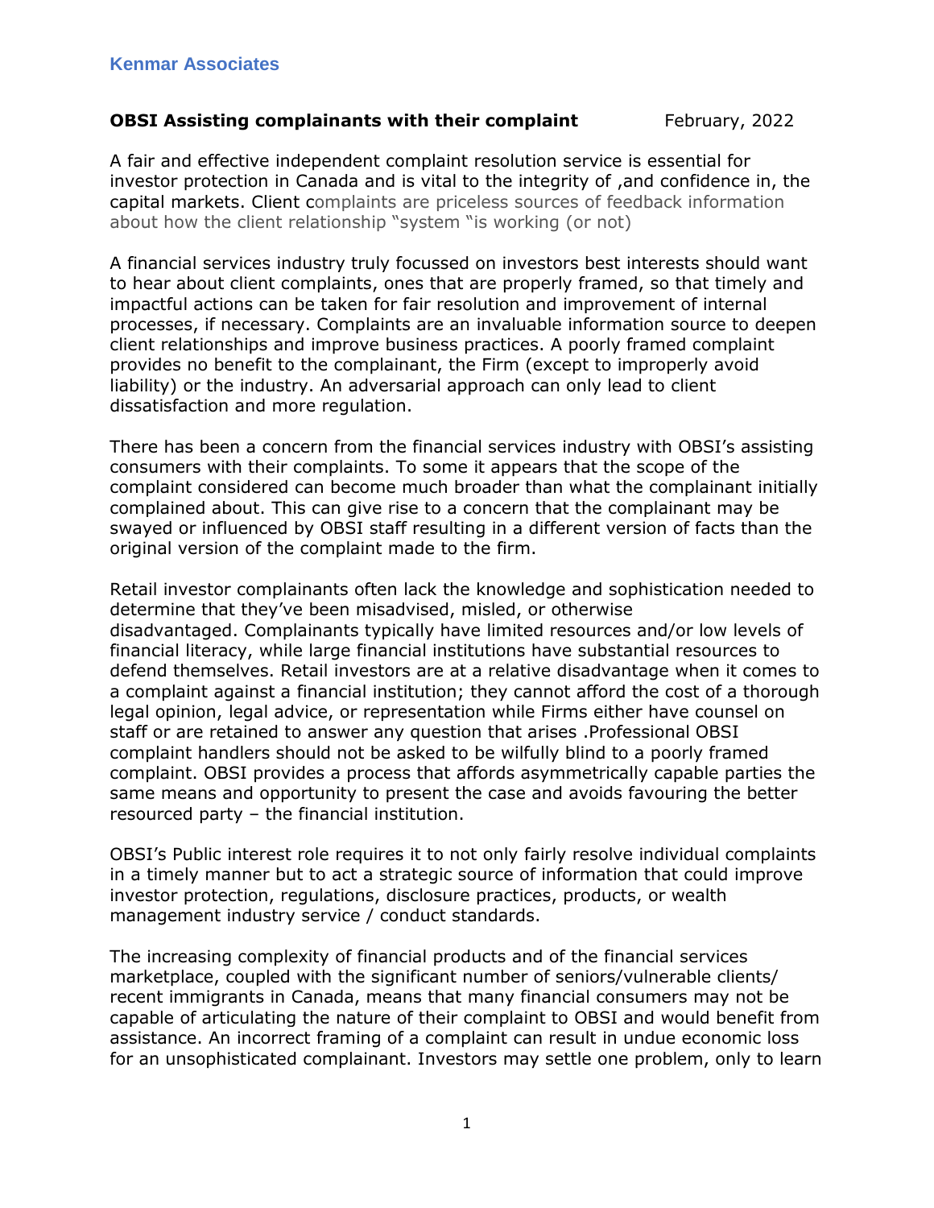**Kenmar Associates**

**OBSI Assisting complainants with their complaint** February, 2022

A fair and effective independent complaint resolution service is essential for investor protection in Canada and is vital to the integrity of ,and confidence in, the capital markets. Client complaints are priceless sources of feedback information about how the client relationship "system "is working (or not)

A financial services industry truly focussed on investors best interests should want to hear about client complaints, ones that are properly framed, so that timely and impactful actions can be taken for fair resolution and improvement of internal processes, if necessary. Complaints are an invaluable information source to deepen client relationships and improve business practices. A poorly framed complaint provides no benefit to the complainant, the Firm (except to improperly avoid liability) or the industry. An adversarial approach can only lead to client dissatisfaction and more regulation.

There has been a concern from the financial services industry with OBSI's assisting consumers with their complaints. To some it appears that the scope of the complaint considered can become much broader than what the complainant initially complained about. This can give rise to a concern that the complainant may be swayed or influenced by OBSI staff resulting in a different version of facts than the original version of the complaint made to the firm.

Retail investor complainants often lack the knowledge and sophistication needed to determine that they've been misadvised, misled, or otherwise disadvantaged. Complainants typically have limited resources and/or low levels of financial literacy, while large financial institutions have substantial resources to defend themselves. Retail investors are at a relative disadvantage when it comes to a complaint against a financial institution; they cannot afford the cost of a thorough legal opinion, legal advice, or representation while Firms either have counsel on staff or are retained to answer any question that arises .Professional OBSI complaint handlers should not be asked to be wilfully blind to a poorly framed complaint. OBSI provides a process that affords asymmetrically capable parties the same means and opportunity to present the case and avoids favouring the better resourced party – the financial institution.

OBSI's Public interest role requires it to not only fairly resolve individual complaints in a timely manner but to act a strategic source of information that could improve investor protection, regulations, disclosure practices, products, or wealth management industry service / conduct standards.

The increasing complexity of financial products and of the financial services marketplace, coupled with the significant number of seniors/vulnerable clients/ recent immigrants in Canada, means that many financial consumers may not be capable of articulating the nature of their complaint to OBSI and would benefit from assistance. An incorrect framing of a complaint can result in undue economic loss for an unsophisticated complainant. Investors may settle one problem, only to learn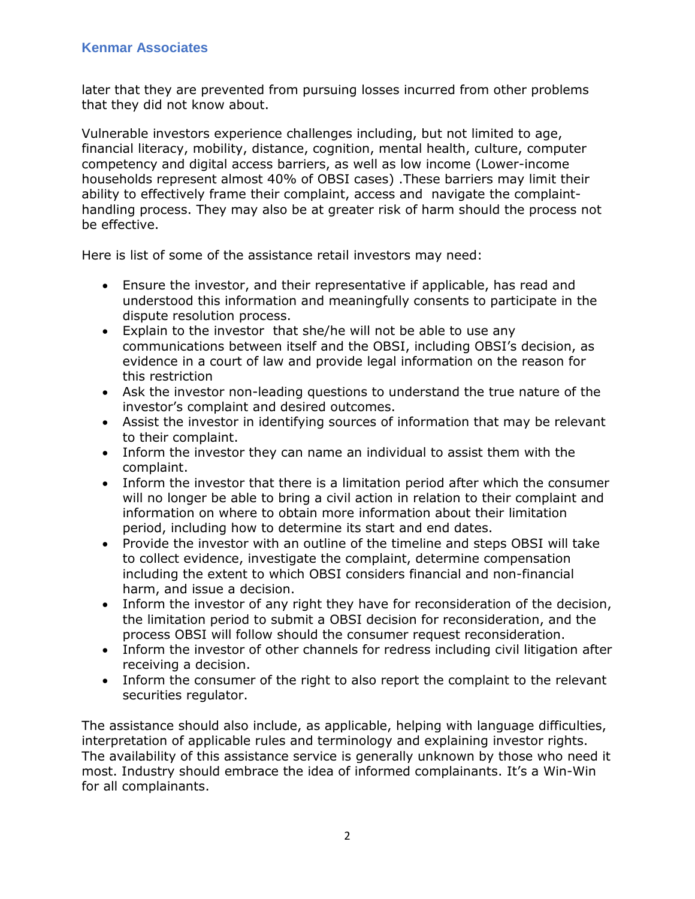later that they are prevented from pursuing losses incurred from other problems that they did not know about.

Vulnerable investors experience challenges including, but not limited to age, financial literacy, mobility, distance, cognition, mental health, culture, computer competency and digital access barriers, as well as low income (Lower-income households represent almost 40% of OBSI cases) .These barriers may limit their ability to effectively frame their complaint, access and navigate the complaint-handling process. They may also be at greater risk of harm should the process not be effective.

Here is list of some of the assistance retail investors may need:

- Ensure the investor, and their representative if applicable, has read and understood this information and meaningfully consents to participate in the dispute resolution process.
- Explain to the investor that she/he will not be able to use any communications between itself and the OBSI, including OBSI's decision, as evidence in a court of law and provide legal information on the reason for this restriction
- Ask the investor non-leading questions to understand the true nature of the investor's complaint and desired outcomes.
- Assist the investor in identifying sources of information that may be relevant to their complaint.
- Inform the investor they can name an individual to assist them with the complaint.
- Inform the investor that there is a limitation period after which the consumer will no longer be able to bring a civil action in relation to their complaint and information on where to obtain more information about their limitation period, including how to determine its start and end dates.
- Provide the investor with an outline of the timeline and steps OBSI will take to collect evidence, investigate the complaint, determine compensation including the extent to which OBSI considers financial and non-financial harm, and issue a decision.
- Inform the investor of any right they have for reconsideration of the decision, the limitation period to submit a OBSI decision for reconsideration, and the process OBSI will follow should the consumer request reconsideration.
- Inform the investor of other channels for redress including civil litigation after receiving a decision.
- Inform the consumer of the right to also report the complaint to the relevant securities regulator.

The assistance should also include, as applicable, helping with language difficulties, interpretation of applicable rules and terminology and explaining investor rights. The availability of this assistance service is generally unknown by those who need it most. Industry should embrace the idea of informed complainants. It's a Win-Win for all complainants.